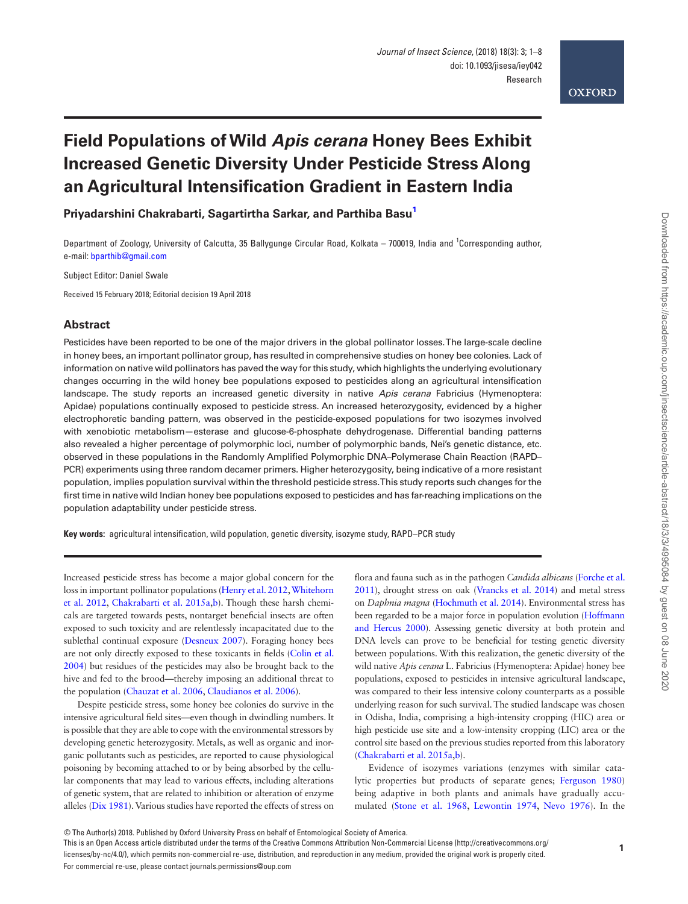# Field Populations of Wild *Apis cerana* Honey Bees Exhibit Increased Genetic Diversity Under Pesticide Stress Along an Agricultural Intensification Gradient in Eastern India

**Priyadarshini Chakrabarti, Sagartirtha Sarkar, and Parthiba Basu[1]**

Department of Zoology, University of Calcutta, 35 Ballygunge Circular Road, Kolkata – 700019, India and [1]Corresponding author, e-mail: bparthib@gmail.com

Subject Editor: Daniel Swale

Received 15 February 2018; Editorial decision 19 April 2018

## Abstract

Pesticides have been reported to be one of the major drivers in the global pollinator losses. The large-scale decline in honey bees, an important pollinator group, has resulted in comprehensive studies on honey bee colonies. Lack of information on native wild pollinators has paved the way for this study, which highlights the underlying evolutionary changes occurring in the wild honey bee populations exposed to pesticides along an agricultural intensification landscape. The study reports an increased genetic diversity in native *Apis cerana* Fabricius (Hymenoptera: Apidae) populations continually exposed to pesticide stress. An increased heterozygosity, evidenced by a higher electrophoretic banding pattern, was observed in the pesticide-exposed populations for two isozymes involved with xenobiotic metabolism—esterase and glucose-6-phosphate dehydrogenase. Differential banding patterns also revealed a higher percentage of polymorphic loci, number of polymorphic bands, Nei's genetic distance, etc. observed in these populations in the Randomly Amplified Polymorphic DNA–Polymerase Chain Reaction (RAPD–PCR) experiments using three random decamer primers. Higher heterozygosity, being indicative of a more resistant population, implies population survival within the threshold pesticide stress. This study reports such changes for the first time in native wild Indian honey bee populations exposed to pesticides and has far-reaching implications on the population adaptability under pesticide stress.

**Key words:** agricultural intensification, wild population, genetic diversity, isozyme study, RAPD–PCR study

Increased pesticide stress has become a major global concern for the loss in important pollinator populations (Henry et al. 2012, Whitehorn et al. 2012, Chakrabarti et al. 2015a,b). Though these harsh chemicals are targeted towards pests, nontarget beneficial insects are often exposed to such toxicity and are relentlessly incapacitated due to the sublethal continual exposure (Desneux 2007). Foraging honey bees are not only directly exposed to these toxicants in fields (Colin et al. 2004) but residues of the pesticides may also be brought back to the hive and fed to the brood—thereby imposing an additional threat to the population (Chauzat et al. 2006, Claudianos et al. 2006).

Despite pesticide stress, some honey bee colonies do survive in the intensive agricultural field sites—even though in dwindling numbers. It is possible that they are able to cope with the environmental stressors by developing genetic heterozygosity. Metals, as well as organic and inorganic pollutants such as pesticides, are reported to cause physiological poisoning by becoming attached to or by being absorbed by the cellular components that may lead to various effects, including alterations of genetic system, that are related to inhibition or alteration of enzyme alleles (Dix 1981). Various studies have reported the effects of stress on flora and fauna such as in the pathogen *Candida albicans* (Forche et al. 2011), drought stress on oak (Vrancks et al. 2014) and metal stress on *Daphnia magna* (Hochmuth et al. 2014). Environmental stress has been regarded to be a major force in population evolution (Hoffmann and Hercus 2000). Assessing genetic diversity at both protein and DNA levels can prove to be beneficial for testing genetic diversity between populations. With this realization, the genetic diversity of the wild native *Apis cerana* L. Fabricius (Hymenoptera: Apidae) honey bee populations, exposed to pesticides in intensive agricultural landscape, was compared to their less intensive colony counterparts as a possible underlying reason for such survival. The studied landscape was chosen in Odisha, India, comprising a high-intensity cropping (HIC) area or high pesticide use site and a low-intensity cropping (LIC) area or the control site based on the previous studies reported from this laboratory (Chakrabarti et al. 2015a,b).

Evidence of isozymes variations (enzymes with similar catalytic properties but products of separate genes; Ferguson 1980) being adaptive in both plants and animals have gradually accumulated (Stone et al. 1968, Lewontin 1974, Nevo 1976). In the

© The Author(s) 2018. Published by Oxford University Press on behalf of Entomological Society of America.
This is an Open Access article distributed under the terms of the Creative Commons Attribution Non-Commercial License (http://creativecommons.org/licenses/by-nc/4.0/), which permits non-commercial re-use, distribution, and reproduction in any medium, provided the original work is properly cited. For commercial re-use, please contact journals.permissions@oup.com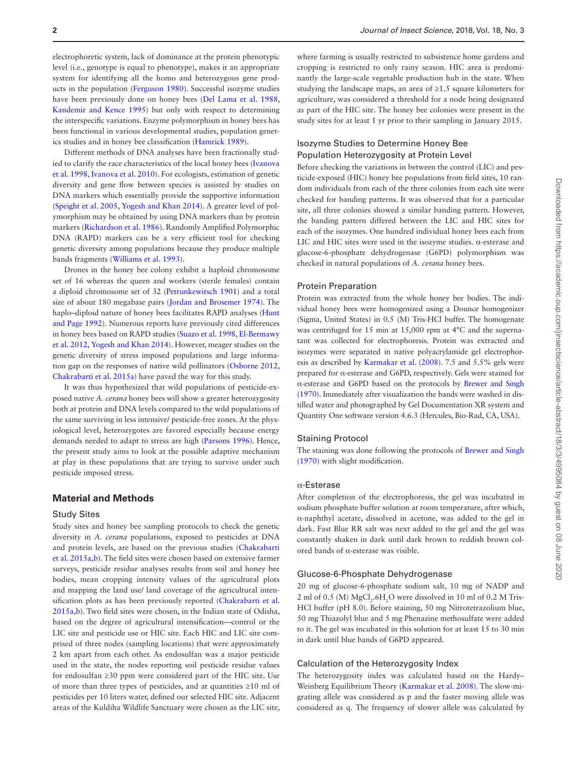electrophoretic system, lack of dominance at the protein phenotypic level (i.e., genotype is equal to phenotype), makes it an appropriate system for identifying all the homo and heterozygous gene products in the population (Ferguson 1980). Successful isozyme studies have been previously done on honey bees (Del Lama et al. 1988, Kandemir and Kence 1995) but only with respect to determining the interspecific variations. Enzyme polymorphism in honey bees has been functional in various developmental studies, population genetics studies and in honey bee classification (Hamrick 1989).

Different methods of DNA analyses have been fractionally studied to clarify the race characteristics of the local honey bees (Ivanova et al. 1998, Ivanova et al. 2010). For ecologists, estimation of genetic diversity and gene flow between species is assisted by studies on DNA markers which essentially provide the supportive information (Speight et al. 2005, Yogesh and Khan 2014). A greater level of polymorphism may be obtained by using DNA markers than by protein markers (Richardson et al. 1986). Randomly Amplified Polymorphic DNA (RAPD) markers can be a very efficient tool for checking genetic diversity among populations because they produce multiple bands fragments (Williams et al. 1993).

Drones in the honey bee colony exhibit a haploid chromosome set of 16 whereas the queen and workers (sterile females) contain a diploid chromosome set of 32 (Petrunkewitsch 1901) and a total size of about 180 megabase pairs (Jordan and Brosemer 1974). The haplo–diploid nature of honey bees facilitates RAPD analyses (Hunt and Page 1992). Numerous reports have previously cited differences in honey bees based on RAPD studies (Suazo et al. 1998, El-Bermawy et al. 2012, Yogesh and Khan 2014). However, meager studies on the genetic diversity of stress imposed populations and large information gap on the responses of native wild pollinators (Osborne 2012, Chakrabarti et al. 2015a) have paved the way for this study.

It was thus hypothesized that wild populations of pesticide-exposed native *A. cerana* honey bees will show a greater heterozygosity both at protein and DNA levels compared to the wild populations of the same surviving in less intensive/ pesticide-free zones. At the physiological level, heterozygotes are favored especially because energy demands needed to adapt to stress are high (Parsons 1996). Hence, the present study aims to look at the possible adaptive mechanism at play in these populations that are trying to survive under such pesticide imposed stress.

## Material and Methods

### Study Sites

Study sites and honey bee sampling protocols to check the genetic diversity in *A. cerana* populations, exposed to pesticides at DNA and protein levels, are based on the previous studies (Chakrabarti et al. 2015a,b). The field sites were chosen based on extensive farmer surveys, pesticide residue analyses results from soil and honey bee bodies, mean cropping intensity values of the agricultural plots and mapping the land use/ land coverage of the agricultural intensification plots as has been previously reported (Chakrabarti et al. 2015a,b). Two field sites were chosen, in the Indian state of Odisha, based on the degree of agricultural intensification—control or the LIC site and pesticide use or HIC site. Each HIC and LIC site comprised of three nodes (sampling locations) that were approximately 2 km apart from each other. As endosulfan was a major pesticide used in the state, the nodes reporting soil pesticide residue values for endosulfan ≥30 ppm were considered part of the HIC site. Use of more than three types of pesticides, and at quantities ≥10 ml of pesticides per 10 liters water, defined our selected HIC site. Adjacent areas of the Kuldiha Wildlife Sanctuary were chosen as the LIC site, where farming is usually restricted to subsistence home gardens and cropping is restricted to only rainy season. HIC area is predominantly the large-scale vegetable production hub in the state. When studying the landscape maps, an area of ≥1.5 square kilometers for agriculture, was considered a threshold for a node being designated as part of the HIC site. The honey bee colonies were present in the study sites for at least 1 yr prior to their sampling in January 2015.

### Isozyme Studies to Determine Honey Bee Population Heterozygosity at Protein Level

Before checking the variations in between the control (LIC) and pesticide-exposed (HIC) honey bee populations from field sites, 10 random individuals from each of the three colonies from each site were checked for banding patterns. It was observed that for a particular site, all three colonies showed a similar banding pattern. However, the banding pattern differed between the LIC and HIC sites for each of the isozymes. One hundred individual honey bees each from LIC and HIC sites were used in the isozyme studies. α-esterase and glucose-6-phosphate dehydrogenase (G6PD) polymorphism was checked in natural populations of *A. cerana* honey bees.

### Protein Preparation

Protein was extracted from the whole honey bee bodies. The individual honey bees were homogenized using a Dounce homogenizer (Sigma, United States) in 0.5 (M) Tris-HCl buffer. The homogenate was centrifuged for 15 min at 15,000 rpm at 4°C and the supernatant was collected for electrophoresis. Protein was extracted and isozymes were separated in native polyacrylamide gel electrophoresis as described by Karmakar et al. (2008). 7.5 and 5.5% gels were prepared for α-esterase and G6PD, respectively. Gels were stained for α-esterase and G6PD based on the protocols by Brewer and Singh (1970). Immediately after visualization the bands were washed in distilled water and photographed by Gel Documentation XR system and Quantity One software version 4.6.3 (Hercules, Bio-Rad, CA, USA).

### Staining Protocol

The staining was done following the protocols of Brewer and Singh (1970) with slight modification.

#### α-Esterase

After completion of the electrophoresis, the gel was incubated in sodium phosphate buffer solution at room temperature, after which, α-naphthyl acetate, dissolved in acetone, was added to the gel in dark. Fast Blue RR salt was next added to the gel and the gel was constantly shaken in dark until dark brown to reddish brown colored bands of α-esterase was visible.

#### Glucose-6-Phosphate Dehydrogenase

20 mg of glucose-6-phosphate sodium salt, 10 mg of NADP and 2 ml of 0.5 (M) $MgCl_2.6H_2O$ were dissolved in 10 ml of 0.2 M Tris-HCl buffer (pH 8.0). Before staining, 50 mg Nitrotetrazolium blue, 50 mg Thiazolyl blue and 5 mg Phenazine methosulfate were added to it. The gel was incubated in this solution for at least 15 to 30 min in dark until blue bands of G6PD appeared.

### Calculation of the Heterozygosity Index

The heterozygosity index was calculated based on the Hardy–Weinberg Equilibrium Theory (Karmakar et al. 2008). The slow-migrating allele was considered as p and the faster moving allele was considered as q. The frequency of slower allele was calculated by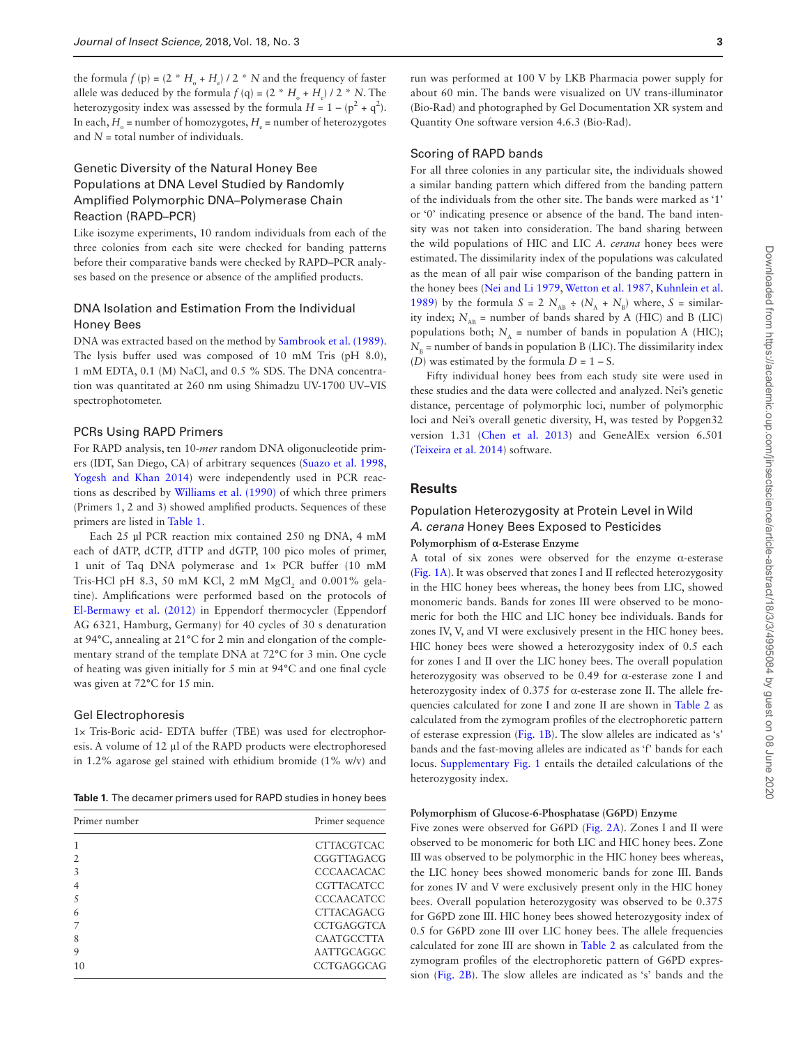the formula $f$ (p) = (2 * $H_o$ + $H_e$) / 2 * $N$ and the frequency of faster allele was deduced by the formula $f$ (q) = (2 * $H_o$ + $H_e$) / 2 * $N$. The heterozygosity index was assessed by the formula $H = 1 - (p^2 + q^2)$. In each, $H_o$ = number of homozygotes, $H_e$ = number of heterozygotes and $N$ = total number of individuals.

## Genetic Diversity of the Natural Honey Bee Populations at DNA Level Studied by Randomly Amplified Polymorphic DNA–Polymerase Chain Reaction (RAPD–PCR)

Like isozyme experiments, 10 random individuals from each of the three colonies from each site were checked for banding patterns before their comparative bands were checked by RAPD–PCR analyses based on the presence or absence of the amplified products.

### DNA Isolation and Estimation From the Individual Honey Bees

DNA was extracted based on the method by Sambrook et al. (1989). The lysis buffer used was composed of 10 mM Tris (pH 8.0), 1 mM EDTA, 0.1 (M) NaCl, and 0.5 % SDS. The DNA concentration was quantitated at 260 nm using Shimadzu UV-1700 UV–VIS spectrophotometer.

### PCRs Using RAPD Primers

For RAPD analysis, ten 10-*mer* random DNA oligonucleotide primers (IDT, San Diego, CA) of arbitrary sequences (Suazo et al. 1998, Yogesh and Khan 2014) were independently used in PCR reactions as described by Williams et al. (1990) of which three primers (Primers 1, 2 and 3) showed amplified products. Sequences of these primers are listed in Table 1.

Each 25 µl PCR reaction mix contained 250 ng DNA, 4 mM each of dATP, dCTP, dTTP and dGTP, 100 pico moles of primer, 1 unit of Taq DNA polymerase and 1× PCR buffer (10 mM Tris-HCl pH 8.3, 50 mM KCl, 2 mM $MgCl_2$ and 0.001% gelatine). Amplifications were performed based on the protocols of El-Bermawy et al. (2012) in Eppendorf thermocycler (Eppendorf AG 6321, Hamburg, Germany) for 40 cycles of 30 s denaturation at 94°C, annealing at 21°C for 2 min and elongation of the complementary strand of the template DNA at 72°C for 3 min. One cycle of heating was given initially for 5 min at 94°C and one final cycle was given at 72°C for 15 min.

### Gel Electrophoresis

1× Tris-Boric acid- EDTA buffer (TBE) was used for electrophoresis. A volume of 12 µl of the RAPD products were electrophoresed in 1.2% agarose gel stained with ethidium bromide (1% w/v) and run was performed at 100 V by LKB Pharmacia power supply for about 60 min. The bands were visualized on UV trans-illuminator (Bio-Rad) and photographed by Gel Documentation XR system and Quantity One software version 4.6.3 (Bio-Rad).

**Table 1.** The decamer primers used for RAPD studies in honey bees

| Primer number | Primer sequence |
|---|---|
| 1 | CTTACGTCAC |
| 2 | CGGTTAGACG |
| 3 | CCCAACACAC |
| 4 | CGTTACATCC |
| 5 | CCCAACATCC |
| 6 | CTTACAGACG |
| 7 | CCTGAGGTCA |
| 8 | CAATGCCTTA |
| 9 | AATTGCAGGC |
| 10 | CCTGAGGCAG |

### Scoring of RAPD bands

For all three colonies in any particular site, the individuals showed a similar banding pattern which differed from the banding pattern of the individuals from the other site. The bands were marked as '1' or '0' indicating presence or absence of the band. The band intensity was not taken into consideration. The band sharing between the wild populations of HIC and LIC *A. cerana* honey bees were estimated. The dissimilarity index of the populations was calculated as the mean of all pair wise comparison of the banding pattern in the honey bees (Nei and Li 1979, Wetton et al. 1987, Kuhnlein et al. 1989) by the formula $S = 2\ N_{AB} \div (N_A + N_B)$ where, $S$ = similarity index; $N_{AB}$ = number of bands shared by A (HIC) and B (LIC) populations both; $N_A$ = number of bands in population A (HIC); $N_B$ = number of bands in population B (LIC). The dissimilarity index ($D$) was estimated by the formula $D = 1 - S$.

Fifty individual honey bees from each study site were used in these studies and the data were collected and analyzed. Nei's genetic distance, percentage of polymorphic loci, number of polymorphic loci and Nei's overall genetic diversity, H, was tested by Popgen32 version 1.31 (Chen et al. 2013) and GeneAlEx version 6.501 (Teixeira et al. 2014) software.

# Results

## Population Heterozygosity at Protein Level in Wild *A. cerana* Honey Bees Exposed to Pesticides

**Polymorphism of α-Esterase Enzyme**

A total of six zones were observed for the enzyme α-esterase (Fig. 1A). It was observed that zones I and II reflected heterozygosity in the HIC honey bees whereas, the honey bees from LIC, showed monomeric bands. Bands for zones III were observed to be monomeric for both the HIC and LIC honey bee individuals. Bands for zones IV, V, and VI were exclusively present in the HIC honey bees. HIC honey bees were showed a heterozygosity index of 0.5 each for zones I and II over the LIC honey bees. The overall population heterozygosity was observed to be 0.49 for α-esterase zone I and heterozygosity index of 0.375 for α-esterase zone II. The allele frequencies calculated for zone I and zone II are shown in Table 2 as calculated from the zymogram profiles of the electrophoretic pattern of esterase expression (Fig. 1B). The slow alleles are indicated as 's' bands and the fast-moving alleles are indicated as 'f' bands for each locus. Supplementary Fig. 1 entails the detailed calculations of the heterozygosity index.

**Polymorphism of Glucose-6-Phosphatase (G6PD) Enzyme**

Five zones were observed for G6PD (Fig. 2A). Zones I and II were observed to be monomeric for both LIC and HIC honey bees. Zone III was observed to be polymorphic in the HIC honey bees whereas, the LIC honey bees showed monomeric bands for zone III. Bands for zones IV and V were exclusively present only in the HIC honey bees. Overall population heterozygosity was observed to be 0.375 for G6PD zone III. HIC honey bees showed heterozygosity index of 0.5 for G6PD zone III over LIC honey bees. The allele frequencies calculated for zone III are shown in Table 2 as calculated from the zymogram profiles of the electrophoretic pattern of G6PD expression (Fig. 2B). The slow alleles are indicated as 's' bands and the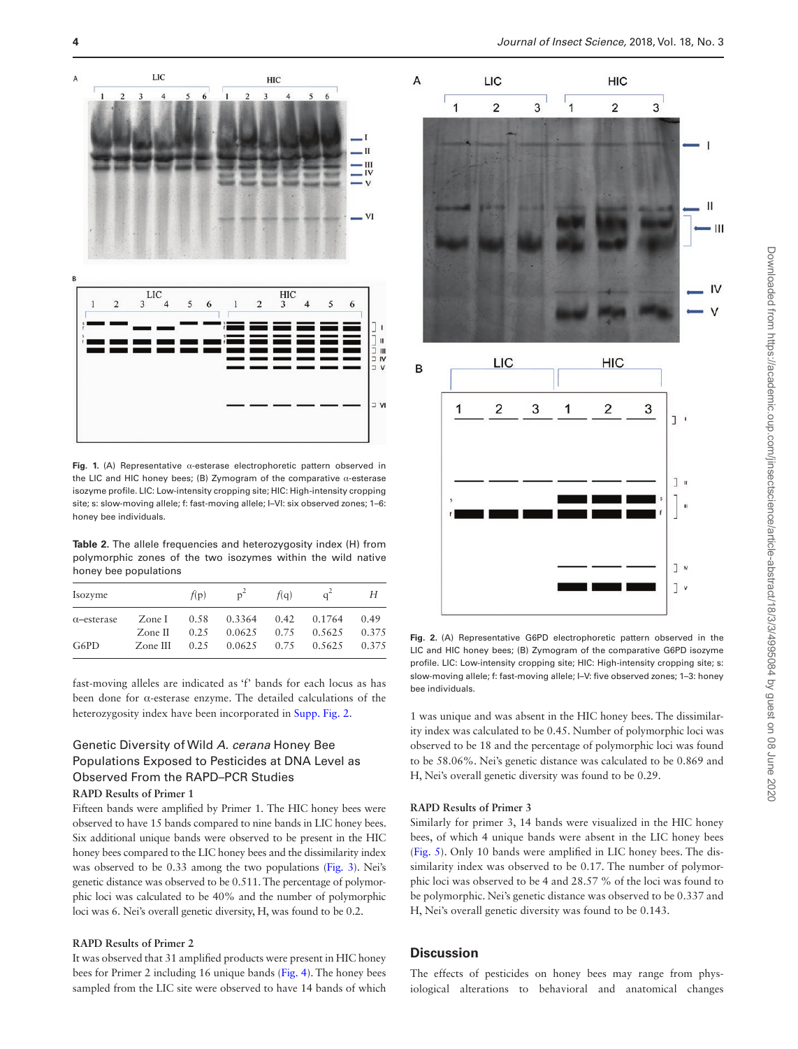A

LIC

1 2 3 4 5 6

HIC

1 2 3 4 5 6

I
II
III
IV
V
VI

B

LIC

1 2 3 4 5 6

HIC

1 2 3 4 5 6

I
II
III
IV
V
VI

**Fig. 1.** (A) Representative α-esterase electrophoretic pattern observed in the LIC and HIC honey bees; (B) Zymogram of the comparative α-esterase isozyme profile. LIC: Low-intensity cropping site; HIC: High-intensity cropping site; s: slow-moving allele; f: fast-moving allele; I–VI: six observed zones; 1–6: honey bee individuals.

**Table 2.** The allele frequencies and heterozygosity index (H) from polymorphic zones of the two isozymes within the wild native honey bee populations

| Isozyme | | $f(p)$ | $p^2$ | $f(q)$ | $q^2$ | $H$ |
|---|---|---|---|---|---|---|
| α–esterase | Zone I | 0.58 | 0.3364 | 0.42 | 0.1764 | 0.49 |
| | Zone II | 0.25 | 0.0625 | 0.75 | 0.5625 | 0.375 |
| G6PD | Zone III | 0.25 | 0.0625 | 0.75 | 0.5625 | 0.375 |

fast-moving alleles are indicated as 'f' bands for each locus as has been done for α-esterase enzyme. The detailed calculations of the heterozygosity index have been incorporated in Supp. Fig. 2.

## Genetic Diversity of Wild *A. cerana* Honey Bee Populations Exposed to Pesticides at DNA Level as Observed From the RAPD–PCR Studies

### RAPD Results of Primer 1

Fifteen bands were amplified by Primer 1. The HIC honey bees were observed to have 15 bands compared to nine bands in LIC honey bees. Six additional unique bands were observed to be present in the HIC honey bees compared to the LIC honey bees and the dissimilarity index was observed to be 0.33 among the two populations (Fig. 3). Nei's genetic distance was observed to be 0.511. The percentage of polymorphic loci was calculated to be 40% and the number of polymorphic loci was 6. Nei's overall genetic diversity, H, was found to be 0.2.

### RAPD Results of Primer 2

It was observed that 31 amplified products were present in HIC honey bees for Primer 2 including 16 unique bands (Fig. 4). The honey bees sampled from the LIC site were observed to have 14 bands of which 1 was unique and was absent in the HIC honey bees. The dissimilarity index was calculated to be 0.45. Number of polymorphic loci was observed to be 18 and the percentage of polymorphic loci was found to be 58.06%. Nei's genetic distance was calculated to be 0.869 and H, Nei's overall genetic diversity was found to be 0.29.

A

LIC

1 2 3

HIC

1 2 3

I
II
III
IV
V

B

LIC

HIC

1 2 3 1 2 3

I
II
III
IV
V

**Fig. 2.** (A) Representative G6PD electrophoretic pattern observed in the LIC and HIC honey bees; (B) Zymogram of the comparative G6PD isozyme profile. LIC: Low-intensity cropping site; HIC: High-intensity cropping site; s: slow-moving allele; f: fast-moving allele; I–V: five observed zones; 1–3: honey bee individuals.

### RAPD Results of Primer 3

Similarly for primer 3, 14 bands were visualized in the HIC honey bees, of which 4 unique bands were absent in the LIC honey bees (Fig. 5). Only 10 bands were amplified in LIC honey bees. The dissimilarity index was observed to be 0.17. The number of polymorphic loci was observed to be 4 and 28.57 % of the loci was found to be polymorphic. Nei's genetic distance was observed to be 0.337 and H, Nei's overall genetic diversity was found to be 0.143.

## Discussion

The effects of pesticides on honey bees may range from physiological alterations to behavioral and anatomical changes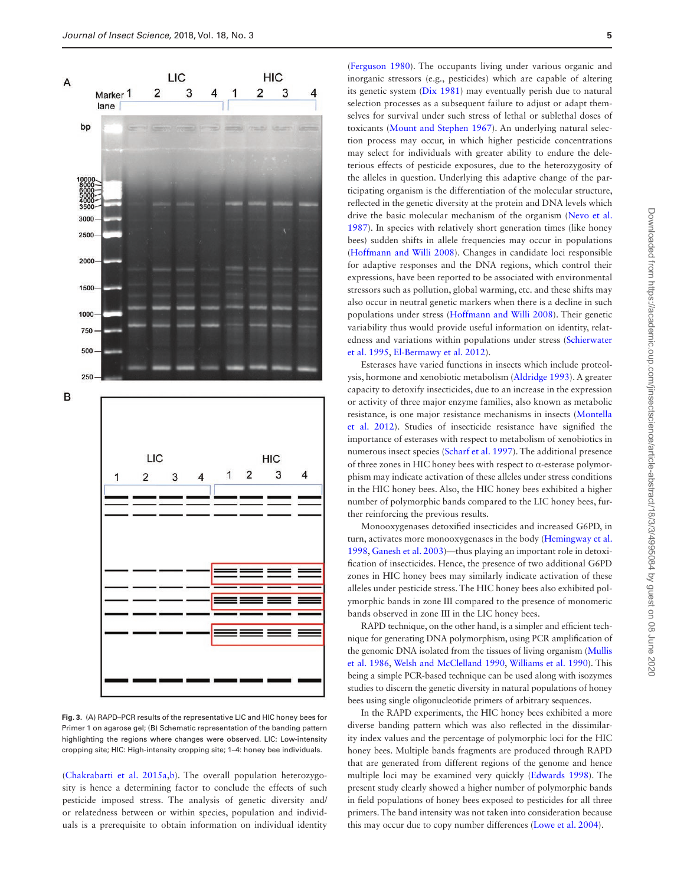A

Marker lane

LIC

1 2 3 4

HIC

1 2 3 4

bp

10000
8000
6000
5000
4000
3500
3000
2500
2000
1500
1000
750
500
250

B

LIC

1 2 3 4

HIC

1 2 3 4

Fig. 3. (A) RAPD–PCR results of the representative LIC and HIC honey bees for Primer 1 on agarose gel; (B) Schematic representation of the banding pattern highlighting the regions where changes were observed. LIC: Low-intensity cropping site; HIC: High-intensity cropping site; 1–4: honey bee individuals.

(Chakrabarti et al. 2015a,b). The overall population heterozygosity is hence a determining factor to conclude the effects of such pesticide imposed stress. The analysis of genetic diversity and/or relatedness between or within species, population and individuals is a prerequisite to obtain information on individual identity (Ferguson 1980). The occupants living under various organic and inorganic stressors (e.g., pesticides) which are capable of altering its genetic system (Dix 1981) may eventually perish due to natural selection processes as a subsequent failure to adjust or adapt themselves for survival under such stress of lethal or sublethal doses of toxicants (Mount and Stephen 1967). An underlying natural selection process may occur, in which higher pesticide concentrations may select for individuals with greater ability to endure the deleterious effects of pesticide exposures, due to the heterozygosity of the alleles in question. Underlying this adaptive change of the participating organism is the differentiation of the molecular structure, reflected in the genetic diversity at the protein and DNA levels which drive the basic molecular mechanism of the organism (Nevo et al. 1987). In species with relatively short generation times (like honey bees) sudden shifts in allele frequencies may occur in populations (Hoffmann and Willi 2008). Changes in candidate loci responsible for adaptive responses and the DNA regions, which control their expressions, have been reported to be associated with environmental stressors such as pollution, global warming, etc. and these shifts may also occur in neutral genetic markers when there is a decline in such populations under stress (Hoffmann and Willi 2008). Their genetic variability thus would provide useful information on identity, relatedness and variations within populations under stress (Schierwater et al. 1995, El-Bermawy et al. 2012).

Esterases have varied functions in insects which include proteolysis, hormone and xenobiotic metabolism (Aldridge 1993). A greater capacity to detoxify insecticides, due to an increase in the expression or activity of three major enzyme families, also known as metabolic resistance, is one major resistance mechanisms in insects (Montella et al. 2012). Studies of insecticide resistance have signified the importance of esterases with respect to metabolism of xenobiotics in numerous insect species (Scharf et al. 1997). The additional presence of three zones in HIC honey bees with respect to α-esterase polymorphism may indicate activation of these alleles under stress conditions in the HIC honey bees. Also, the HIC honey bees exhibited a higher number of polymorphic bands compared to the LIC honey bees, further reinforcing the previous results.

Monooxygenases detoxified insecticides and increased G6PD, in turn, activates more monooxygenases in the body (Hemingway et al. 1998, Ganesh et al. 2003)—thus playing an important role in detoxification of insecticides. Hence, the presence of two additional G6PD zones in HIC honey bees may similarly indicate activation of these alleles under pesticide stress. The HIC honey bees also exhibited polymorphic bands in zone III compared to the presence of monomeric bands observed in zone III in the LIC honey bees.

RAPD technique, on the other hand, is a simpler and efficient technique for generating DNA polymorphism, using PCR amplification of the genomic DNA isolated from the tissues of living organism (Mullis et al. 1986, Welsh and McClelland 1990, Williams et al. 1990). This being a simple PCR-based technique can be used along with isozymes studies to discern the genetic diversity in natural populations of honey bees using single oligonucleotide primers of arbitrary sequences.

In the RAPD experiments, the HIC honey bees exhibited a more diverse banding pattern which was also reflected in the dissimilarity index values and the percentage of polymorphic loci for the HIC honey bees. Multiple bands fragments are produced through RAPD that are generated from different regions of the genome and hence multiple loci may be examined very quickly (Edwards 1998). The present study clearly showed a higher number of polymorphic bands in field populations of honey bees exposed to pesticides for all three primers. The band intensity was not taken into consideration because this may occur due to copy number differences (Lowe et al. 2004).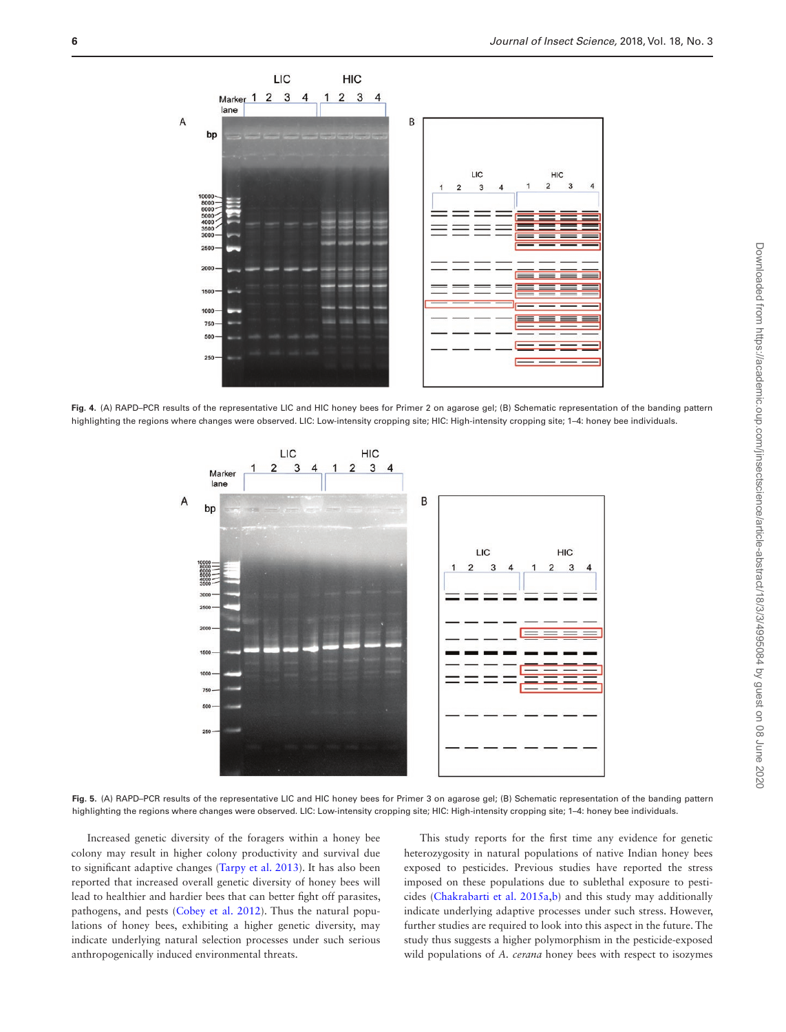LIC

HIC

Marker lane 1 2 3 4 1 2 3 4

A

bp

10000
8000
6000
5000
4000
3500
3000
2500
2000
1500
1000
750
500
250

B

LIC

HIC

1 2 3 4 1 2 3 4

**Fig. 4.** (A) RAPD–PCR results of the representative LIC and HIC honey bees for Primer 2 on agarose gel; (B) Schematic representation of the banding pattern highlighting the regions where changes were observed. LIC: Low-intensity cropping site; HIC: High-intensity cropping site; 1–4: honey bee individuals.

LIC

HIC

Marker lane 1 2 3 4 1 2 3 4

A

bp

10000
8000
6000
5000
4000
3500
3000
2500
2000
1500
1000
750
500
250

B

LIC

HIC

1 2 3 4 1 2 3 4

**Fig. 5.** (A) RAPD–PCR results of the representative LIC and HIC honey bees for Primer 3 on agarose gel; (B) Schematic representation of the banding pattern highlighting the regions where changes were observed. LIC: Low-intensity cropping site; HIC: High-intensity cropping site; 1–4: honey bee individuals.

Increased genetic diversity of the foragers within a honey bee colony may result in higher colony productivity and survival due to significant adaptive changes (Tarpy et al. 2013). It has also been reported that increased overall genetic diversity of honey bees will lead to healthier and hardier bees that can better fight off parasites, pathogens, and pests (Cobey et al. 2012). Thus the natural populations of honey bees, exhibiting a higher genetic diversity, may indicate underlying natural selection processes under such serious anthropogenically induced environmental threats.

This study reports for the first time any evidence for genetic heterozygosity in natural populations of native Indian honey bees exposed to pesticides. Previous studies have reported the stress imposed on these populations due to sublethal exposure to pesticides (Chakrabarti et al. 2015a,b) and this study may additionally indicate underlying adaptive processes under such stress. However, further studies are required to look into this aspect in the future. The study thus suggests a higher polymorphism in the pesticide-exposed wild populations of *A. cerana* honey bees with respect to isozymes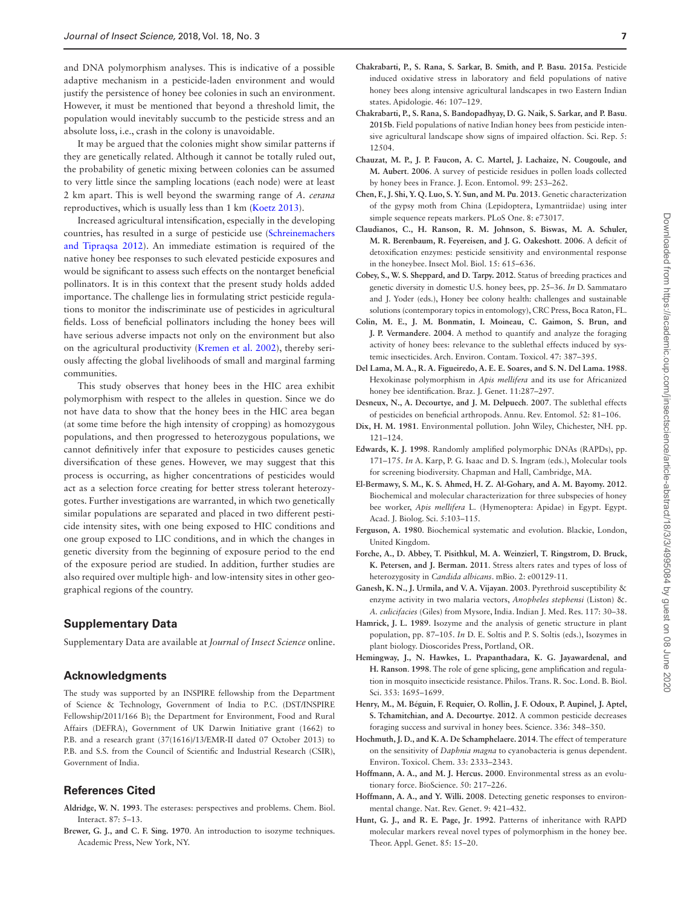and DNA polymorphism analyses. This is indicative of a possible adaptive mechanism in a pesticide-laden environment and would justify the persistence of honey bee colonies in such an environment. However, it must be mentioned that beyond a threshold limit, the population would inevitably succumb to the pesticide stress and an absolute loss, i.e., crash in the colony is unavoidable.

It may be argued that the colonies might show similar patterns if they are genetically related. Although it cannot be totally ruled out, the probability of genetic mixing between colonies can be assumed to very little since the sampling locations (each node) were at least 2 km apart. This is well beyond the swarming range of *A. cerana* reproductives, which is usually less than 1 km (Koetz 2013).

Increased agricultural intensification, especially in the developing countries, has resulted in a surge of pesticide use (Schreinemachers and Tipraqsa 2012). An immediate estimation is required of the native honey bee responses to such elevated pesticide exposures and would be significant to assess such effects on the nontarget beneficial pollinators. It is in this context that the present study holds added importance. The challenge lies in formulating strict pesticide regulations to monitor the indiscriminate use of pesticides in agricultural fields. Loss of beneficial pollinators including the honey bees will have serious adverse impacts not only on the environment but also on the agricultural productivity (Kremen et al. 2002), thereby seriously affecting the global livelihoods of small and marginal farming communities.

This study observes that honey bees in the HIC area exhibit polymorphism with respect to the alleles in question. Since we do not have data to show that the honey bees in the HIC area began (at some time before the high intensity of cropping) as homozygous populations, and then progressed to heterozygous populations, we cannot definitively infer that exposure to pesticides causes genetic diversification of these genes. However, we may suggest that this process is occurring, as higher concentrations of pesticides would act as a selection force creating for better stress tolerant heterozygotes. Further investigations are warranted, in which two genetically similar populations are separated and placed in two different pesticide intensity sites, with one being exposed to HIC conditions and one group exposed to LIC conditions, and in which the changes in genetic diversity from the beginning of exposure period to the end of the exposure period are studied. In addition, further studies are also required over multiple high- and low-intensity sites in other geographical regions of the country.

## Supplementary Data

Supplementary Data are available at *Journal of Insect Science* online.

## Acknowledgments

The study was supported by an INSPIRE fellowship from the Department of Science & Technology, Government of India to P.C. (DST/INSPIRE Fellowship/2011/166 B); the Department for Environment, Food and Rural Affairs (DEFRA), Government of UK Darwin Initiative grant (1662) to P.B. and a research grant (37(1616)/13/EMR-II dated 07 October 2013) to P.B. and S.S. from the Council of Scientific and Industrial Research (CSIR), Government of India.

## References Cited

**Aldridge, W. N. 1993**. The esterases: perspectives and problems. Chem. Biol. Interact. 87: 5–13.

**Brewer, G. J., and C. F. Sing. 1970**. An introduction to isozyme techniques. Academic Press, New York, NY.

**Chakrabarti, P., S. Rana, S. Sarkar, B. Smith, and P. Basu. 2015a**. Pesticide induced oxidative stress in laboratory and field populations of native honey bees along intensive agricultural landscapes in two Eastern Indian states. Apidologie. 46: 107–129.

**Chakrabarti, P., S. Rana, S. Bandopadhyay, D. G. Naik, S. Sarkar, and P. Basu. 2015b**. Field populations of native Indian honey bees from pesticide intensive agricultural landscape show signs of impaired olfaction. Sci. Rep. 5: 12504.

**Chauzat, M. P., J. P. Faucon, A. C. Martel, J. Lachaize, N. Cougoule, and M. Aubert. 2006**. A survey of pesticide residues in pollen loads collected by honey bees in France. J. Econ. Entomol. 99: 253–262.

**Chen, F., J. Shi, Y. Q. Luo, S. Y. Sun, and M. Pu. 2013**. Genetic characterization of the gypsy moth from China (Lepidoptera, Lymantriidae) using inter simple sequence repeats markers. PLoS One. 8: e73017.

**Claudianos, C., H. Ranson, R. M. Johnson, S. Biswas, M. A. Schuler, M. R. Berenbaum, R. Feyereisen, and J. G. Oakeshott. 2006**. A deficit of detoxification enzymes: pesticide sensitivity and environmental response in the honeybee. Insect Mol. Biol. 15: 615–636.

**Cobey, S., W. S. Sheppard, and D. Tarpy. 2012**. Status of breeding practices and genetic diversity in domestic U.S. honey bees, pp. 25–36. *In* D. Sammataro and J. Yoder (eds.), Honey bee colony health: challenges and sustainable solutions (contemporary topics in entomology), CRC Press, Boca Raton, FL.

**Colin, M. E., J. M. Bonmatin, I. Moineau, C. Gaimon, S. Brun, and J. P. Vermandere. 2004**. A method to quantify and analyze the foraging activity of honey bees: relevance to the sublethal effects induced by systemic insecticides. Arch. Environ. Contam. Toxicol. 47: 387–395.

**Del Lama, M. A., R. A. Figueiredo, A. E. E. Soares, and S. N. Del Lama. 1988**. Hexokinase polymorphism in *Apis mellifera* and its use for Africanized honey bee identification. Braz. J. Genet. 11:287–297.

**Desneux, N., A. Decourtye, and J. M. Delpuech. 2007**. The sublethal effects of pesticides on beneficial arthropods. Annu. Rev. Entomol. 52: 81–106.

**Dix, H. M. 1981**. Environmental pollution. John Wiley, Chichester, NH. pp. 121–124.

**Edwards, K. J. 1998**. Randomly amplified polymorphic DNAs (RAPDs), pp. 171–175. *In* A. Karp, P. G. Isaac and D. S. Ingram (eds.), Molecular tools for screening biodiversity. Chapman and Hall, Cambridge, MA.

**El-Bermawy, S. M., K. S. Ahmed, H. Z. Al-Gohary, and A. M. Bayomy. 2012**. Biochemical and molecular characterization for three subspecies of honey bee worker, *Apis mellifera* L. (Hymenoptera: Apidae) in Egypt. Egypt. Acad. J. Biolog. Sci. 5:103–115.

**Ferguson, A. 1980**. Biochemical systematic and evolution. Blackie, London, United Kingdom.

**Forche, A., D. Abbey, T. Pisithkul, M. A. Weinzierl, T. Ringstrom, D. Bruck, K. Petersen, and J. Berman. 2011**. Stress alters rates and types of loss of heterozygosity in *Candida albicans*. mBio. 2: e00129-11.

**Ganesh, K. N., J. Urmila, and V. A. Vijayan. 2003**. Pyrethroid susceptibility & enzyme activity in two malaria vectors, *Anopheles stephensi* (Liston) &. *A. culicifacies* (Giles) from Mysore, India. Indian J. Med. Res. 117: 30–38.

**Hamrick, J. L. 1989**. Isozyme and the analysis of genetic structure in plant population, pp. 87–105. *In* D. E. Soltis and P. S. Soltis (eds.), Isozymes in plant biology. Dioscorides Press, Portland, OR.

**Hemingway, J., N. Hawkes, L. Prapanthadara, K. G. Jayawardenal, and H. Ranson. 1998**. The role of gene splicing, gene amplification and regulation in mosquito insecticide resistance. Philos. Trans. R. Soc. Lond. B. Biol. Sci. 353: 1695–1699.

**Henry, M., M. Béguin, F. Requier, O. Rollin, J. F. Odoux, P. Aupinel, J. Aptel, S. Tchamitchian, and A. Decourtye. 2012**. A common pesticide decreases foraging success and survival in honey bees. Science. 336: 348–350.

**Hochmuth, J. D., and K. A. De Schamphelaere. 2014**. The effect of temperature on the sensitivity of *Daphnia magna* to cyanobacteria is genus dependent. Environ. Toxicol. Chem. 33: 2333–2343.

**Hoffmann, A. A., and M. J. Hercus. 2000**. Environmental stress as an evolutionary force. BioScience. 50: 217–226.

**Hoffmann, A. A., and Y. Willi. 2008**. Detecting genetic responses to environmental change. Nat. Rev. Genet. 9: 421–432.

**Hunt, G. J., and R. E. Page, Jr. 1992**. Patterns of inheritance with RAPD molecular markers reveal novel types of polymorphism in the honey bee. Theor. Appl. Genet. 85: 15–20.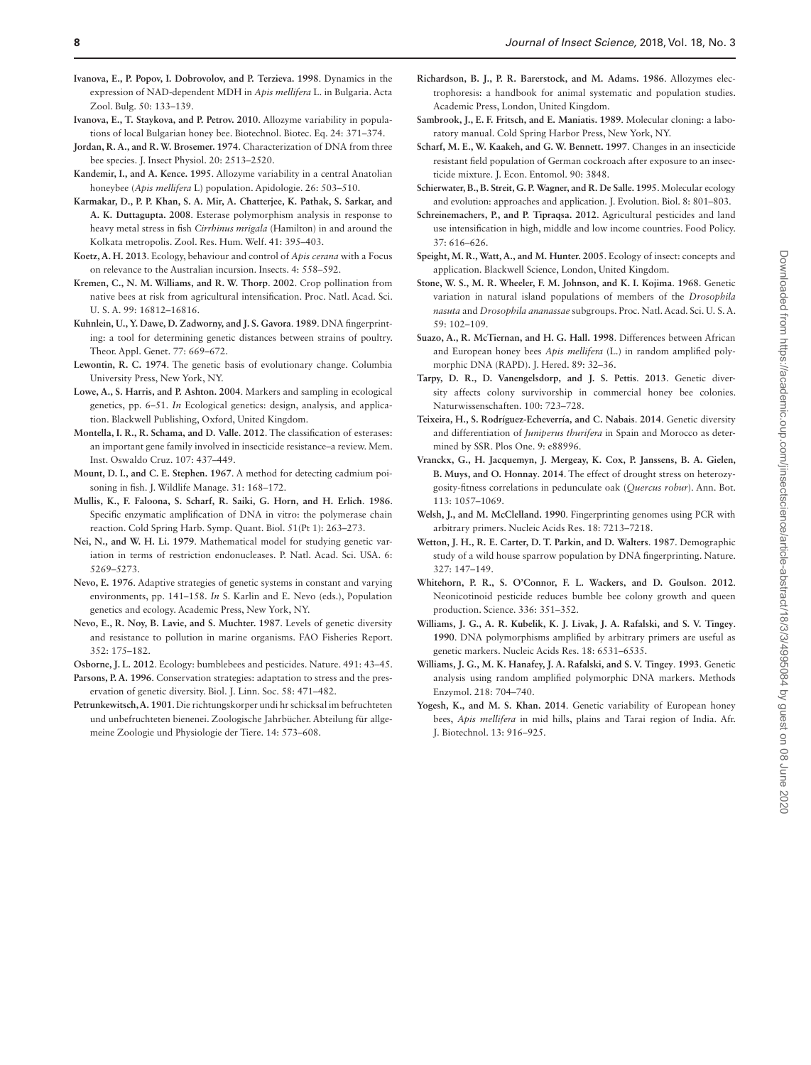**Ivanova, E., P. Popov, I. Dobrovolov, and P. Terzieva. 1998**. Dynamics in the expression of NAD-dependent MDH in *Apis mellifera* L. in Bulgaria. Acta Zool. Bulg. 50: 133–139.

**Ivanova, E., T. Staykova, and P. Petrov. 2010**. Allozyme variability in populations of local Bulgarian honey bee. Biotechnol. Biotec. Eq. 24: 371–374.

**Jordan, R. A., and R. W. Brosemer. 1974**. Characterization of DNA from three bee species. J. Insect Physiol. 20: 2513–2520.

**Kandemir, I., and A. Kence. 1995**. Allozyme variability in a central Anatolian honeybee (*Apis mellifera* L) population. Apidologie. 26: 503–510.

**Karmakar, D., P. P. Khan, S. A. Mir, A. Chatterjee, K. Pathak, S. Sarkar, and A. K. Duttagupta. 2008**. Esterase polymorphism analysis in response to heavy metal stress in fish *Cirrhinus mrigala* (Hamilton) in and around the Kolkata metropolis. Zool. Res. Hum. Welf. 41: 395–403.

**Koetz, A. H. 2013**. Ecology, behaviour and control of *Apis cerana* with a Focus on relevance to the Australian incursion. Insects. 4: 558–592.

**Kremen, C., N. M. Williams, and R. W. Thorp. 2002**. Crop pollination from native bees at risk from agricultural intensification. Proc. Natl. Acad. Sci. U. S. A. 99: 16812–16816.

**Kuhnlein, U., Y. Dawe, D. Zadworny, and J. S. Gavora. 1989**. DNA fingerprinting: a tool for determining genetic distances between strains of poultry. Theor. Appl. Genet. 77: 669–672.

**Lewontin, R. C. 1974**. The genetic basis of evolutionary change. Columbia University Press, New York, NY.

**Lowe, A., S. Harris, and P. Ashton. 2004**. Markers and sampling in ecological genetics, pp. 6–51. *In* Ecological genetics: design, analysis, and application. Blackwell Publishing, Oxford, United Kingdom.

**Montella, I. R., R. Schama, and D. Valle. 2012**. The classification of esterases: an important gene family involved in insecticide resistance–a review. Mem. Inst. Oswaldo Cruz. 107: 437–449.

**Mount, D. I., and C. E. Stephen. 1967**. A method for detecting cadmium poisoning in fish. J. Wildlife Manage. 31: 168–172.

**Mullis, K., F. Faloona, S. Scharf, R. Saiki, G. Horn, and H. Erlich. 1986**. Specific enzymatic amplification of DNA in vitro: the polymerase chain reaction. Cold Spring Harb. Symp. Quant. Biol. 51(Pt 1): 263–273.

**Nei, N., and W. H. Li. 1979**. Mathematical model for studying genetic variation in terms of restriction endonucleases. P. Natl. Acad. Sci. USA. 6: 5269–5273.

**Nevo, E. 1976**. Adaptive strategies of genetic systems in constant and varying environments, pp. 141–158. *In* S. Karlin and E. Nevo (eds.), Population genetics and ecology. Academic Press, New York, NY.

**Nevo, E., R. Noy, B. Lavie, and S. Muchter. 1987**. Levels of genetic diversity and resistance to pollution in marine organisms. FAO Fisheries Report. 352: 175–182.

**Osborne, J. L. 2012**. Ecology: bumblebees and pesticides. Nature. 491: 43–45.

**Parsons, P. A. 1996**. Conservation strategies: adaptation to stress and the preservation of genetic diversity. Biol. J. Linn. Soc. 58: 471–482.

**Petrunkewitsch, A. 1901**. Die richtungskorper undi hr schicksal im befruchteten und unbefruchteten bienenei. Zoologische Jahrbücher. Abteilung für allgemeine Zoologie und Physiologie der Tiere. 14: 573–608.

**Richardson, B. J., P. R. Barerstock, and M. Adams. 1986**. Allozymes electrophoresis: a handbook for animal systematic and population studies. Academic Press, London, United Kingdom.

**Sambrook, J., E. F. Fritsch, and E. Maniatis. 1989**. Molecular cloning: a laboratory manual. Cold Spring Harbor Press, New York, NY.

**Scharf, M. E., W. Kaakeh, and G. W. Bennett. 1997**. Changes in an insecticide resistant field population of German cockroach after exposure to an insecticide mixture. J. Econ. Entomol. 90: 3848.

**Schierwater, B., B. Streit, G. P. Wagner, and R. De Salle. 1995**. Molecular ecology and evolution: approaches and application. J. Evolution. Biol. 8: 801–803.

**Schreinemachers, P., and P. Tipraqsa. 2012**. Agricultural pesticides and land use intensification in high, middle and low income countries. Food Policy. 37: 616–626.

**Speight, M. R., Watt, A., and M. Hunter. 2005**. Ecology of insect: concepts and application. Blackwell Science, London, United Kingdom.

**Stone, W. S., M. R. Wheeler, F. M. Johnson, and K. I. Kojima. 1968**. Genetic variation in natural island populations of members of the *Drosophila nasuta* and *Drosophila ananassae* subgroups. Proc. Natl. Acad. Sci. U. S. A. 59: 102–109.

**Suazo, A., R. McTiernan, and H. G. Hall. 1998**. Differences between African and European honey bees *Apis mellifera* (L.) in random amplified polymorphic DNA (RAPD). J. Hered. 89: 32–36.

**Tarpy, D. R., D. Vanengelsdorp, and J. S. Pettis. 2013**. Genetic diversity affects colony survivorship in commercial honey bee colonies. Naturwissenschaften. 100: 723–728.

**Teixeira, H., S. Rodríguez-Echeverría, and C. Nabais. 2014**. Genetic diversity and differentiation of *Juniperus thurifera* in Spain and Morocco as determined by SSR. Plos One. 9: e88996.

**Vranckx, G., H. Jacquemyn, J. Mergeay, K. Cox, P. Janssens, B. A. Gielen, B. Muys, and O. Honnay. 2014**. The effect of drought stress on heterozygosity-fitness correlations in pedunculate oak (*Quercus robur*). Ann. Bot. 113: 1057–1069.

**Welsh, J., and M. McClelland. 1990**. Fingerprinting genomes using PCR with arbitrary primers. Nucleic Acids Res. 18: 7213–7218.

**Wetton, J. H., R. E. Carter, D. T. Parkin, and D. Walters. 1987**. Demographic study of a wild house sparrow population by DNA fingerprinting. Nature. 327: 147–149.

**Whitehorn, P. R., S. O'Connor, F. L. Wackers, and D. Goulson. 2012**. Neonicotinoid pesticide reduces bumble bee colony growth and queen production. Science. 336: 351–352.

**Williams, J. G., A. R. Kubelik, K. J. Livak, J. A. Rafalski, and S. V. Tingey. 1990**. DNA polymorphisms amplified by arbitrary primers are useful as genetic markers. Nucleic Acids Res. 18: 6531–6535.

**Williams, J. G., M. K. Hanafey, J. A. Rafalski, and S. V. Tingey. 1993**. Genetic analysis using random amplified polymorphic DNA markers. Methods Enzymol. 218: 704–740.

**Yogesh, K., and M. S. Khan. 2014**. Genetic variability of European honey bees, *Apis mellifera* in mid hills, plains and Tarai region of India. Afr. J. Biotechnol. 13: 916–925.